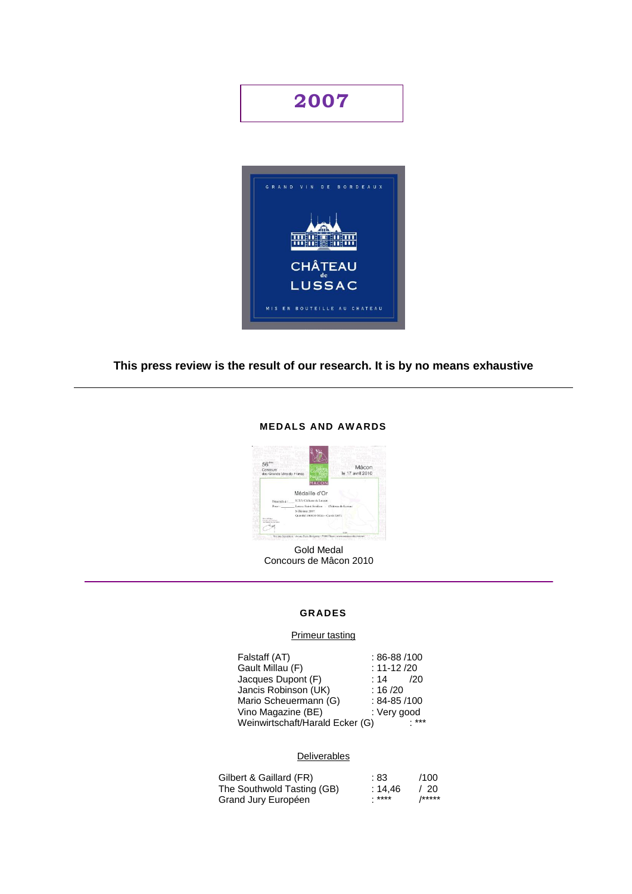# 2007

**This press review is the result of our research. It is by no means exhaustive**

---

### MEDALS AND AWARDS

Gold Medal
Concours de Mâcon 2010

---

### GRADES

Primeur tasting

| | |
|---|---|
| Falstaff (AT) | : 86-88 /100 |
| Gault Millau (F) | : 11-12 /20 |
| Jacques Dupont (F) | : 14 /20 |
| Jancis Robinson (UK) | : 16 /20 |
| Mario Scheuermann (G) | : 84-85 /100 |
| Vino Magazine (BE) | : Very good |
| Weinwirtschaft/Harald Ecker (G) | : *** |

Deliverables

| | | |
|---|---|---|
| Gilbert & Gaillard (FR) | : 83 | /100 |
| The Southwold Tasting (GB) | : 14,46 | / 20 |
| Grand Jury Européen | : **** | /***** |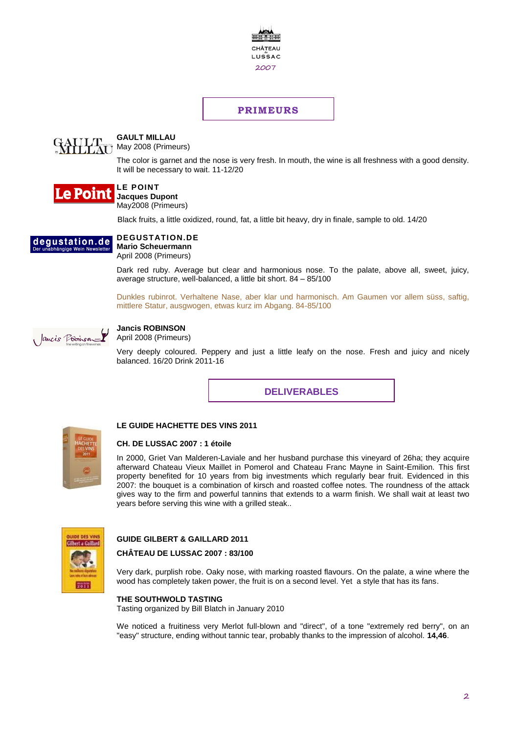CHÂTEAU LUSSAC

2007

## PRIMEURS

**GAULT MILLAU**
May 2008 (Primeurs)

The color is garnet and the nose is very fresh. In mouth, the wine is all freshness with a good density. It will be necessary to wait. 11-12/20

**LE POINT**
**Jacques Dupont**
May2008 (Primeurs)

Black fruits, a little oxidized, round, fat, a little bit heavy, dry in finale, sample to old. 14/20

**DEGUSTATION.DE**
**Mario Scheuermann**
April 2008 (Primeurs)

Dark red ruby. Average but clear and harmonious nose. To the palate, above all, sweet, juicy, average structure, well-balanced, a little bit short. 84 – 85/100

Dunkles rubinrot. Verhaltene Nase, aber klar und harmonisch. Am Gaumen vor allem süss, saftig, mittlere Statur, ausgewogen, etwas kurz im Abgang. 84-85/100

**Jancis ROBINSON**
April 2008 (Primeurs)

Very deeply coloured. Peppery and just a little leafy on the nose. Fresh and juicy and nicely balanced. 16/20 Drink 2011-16

## DELIVERABLES

**LE GUIDE HACHETTE DES VINS 2011**

**CH. DE LUSSAC 2007 : 1 étoile**

In 2000, Griet Van Malderen-Laviale and her husband purchase this vineyard of 26ha; they acquire afterward Chateau Vieux Maillet in Pomerol and Chateau Franc Mayne in Saint-Emilion. This first property benefited for 10 years from big investments which regularly bear fruit. Evidenced in this 2007: the bouquet is a combination of kirsch and roasted coffee notes. The roundness of the attack gives way to the firm and powerful tannins that extends to a warm finish. We shall wait at least two years before serving this wine with a grilled steak..

**GUIDE GILBERT & GAILLARD 2011**

**CHÂTEAU DE LUSSAC 2007 : 83/100**

Very dark, purplish robe. Oaky nose, with marking roasted flavours. On the palate, a wine where the wood has completely taken power, the fruit is on a second level. Yet a style that has its fans.

**THE SOUTHWOLD TASTING**
Tasting organized by Bill Blatch in January 2010

We noticed a fruitiness very Merlot full-blown and "direct", of a tone "extremely red berry", on an "easy" structure, ending without tannic tear, probably thanks to the impression of alcohol. **14,46**.